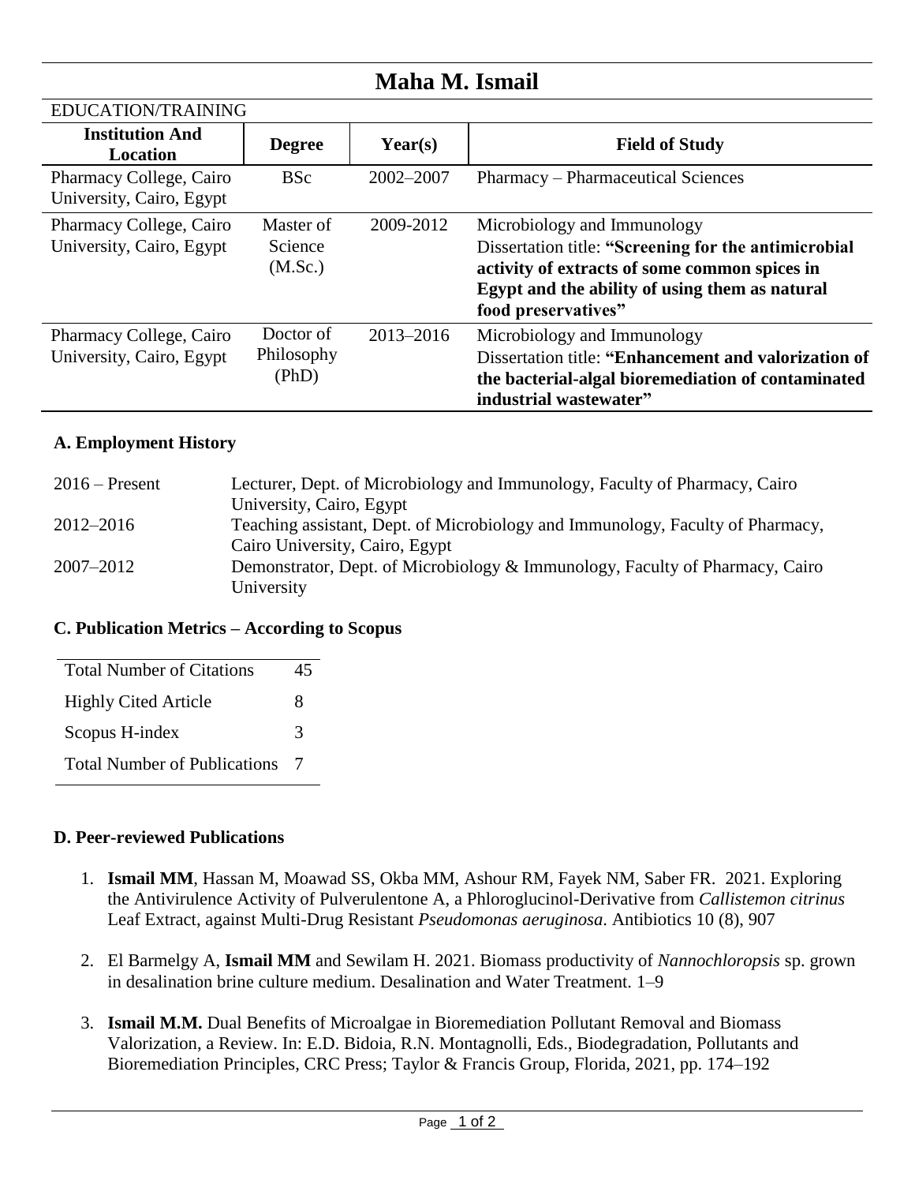# Maha M. Ismail

EDUCATION/TRAINING

| Institution And Location | Degree | Year(s) | Field of Study |
|---|---|---|---|
| Pharmacy College, Cairo University, Cairo, Egypt | BSc | 2002–2007 | Pharmacy – Pharmaceutical Sciences |
| Pharmacy College, Cairo University, Cairo, Egypt | Master of Science (M.Sc.) | 2009-2012 | Microbiology and Immunology<br>Dissertation title: **"Screening for the antimicrobial activity of extracts of some common spices in Egypt and the ability of using them as natural food preservatives"** |
| Pharmacy College, Cairo University, Cairo, Egypt | Doctor of Philosophy (PhD) | 2013–2016 | Microbiology and Immunology<br>Dissertation title: **"Enhancement and valorization of the bacterial-algal bioremediation of contaminated industrial wastewater"** |

### A. Employment History

| | |
|---|---|
| 2016 – Present | Lecturer, Dept. of Microbiology and Immunology, Faculty of Pharmacy, Cairo University, Cairo, Egypt |
| 2012–2016 | Teaching assistant, Dept. of Microbiology and Immunology, Faculty of Pharmacy, Cairo University, Cairo, Egypt |
| 2007–2012 | Demonstrator, Dept. of Microbiology & Immunology, Faculty of Pharmacy, Cairo University |

### C. Publication Metrics – According to Scopus

| | |
|---|---|
| Total Number of Citations | 45 |
| Highly Cited Article | 8 |
| Scopus H-index | 3 |
| Total Number of Publications | 7 |

### D. Peer-reviewed Publications

1. **Ismail MM**, Hassan M, Moawad SS, Okba MM, Ashour RM, Fayek NM, Saber FR. 2021. Exploring the Antivirulence Activity of Pulverulentone A, a Phloroglucinol-Derivative from *Callistemon citrinus* Leaf Extract, against Multi-Drug Resistant *Pseudomonas aeruginosa*. Antibiotics 10 (8), 907

2. El Barmelgy A, **Ismail MM** and Sewilam H. 2021. Biomass productivity of *Nannochloropsis* sp. grown in desalination brine culture medium. Desalination and Water Treatment. 1–9

3. **Ismail M.M.** Dual Benefits of Microalgae in Bioremediation Pollutant Removal and Biomass Valorization, a Review. In: E.D. Bidoia, R.N. Montagnolli, Eds., Biodegradation, Pollutants and Bioremediation Principles, CRC Press; Taylor & Francis Group, Florida, 2021, pp. 174–192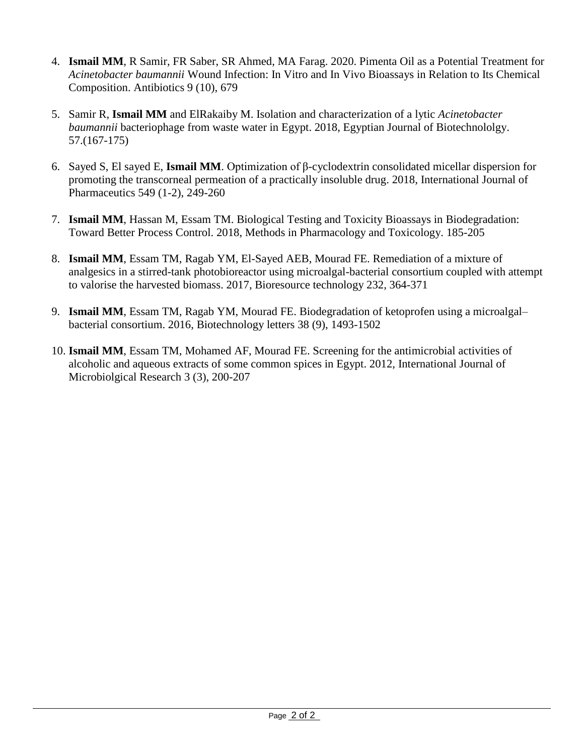4. **Ismail MM**, R Samir, FR Saber, SR Ahmed, MA Farag. 2020. Pimenta Oil as a Potential Treatment for *Acinetobacter baumannii* Wound Infection: In Vitro and In Vivo Bioassays in Relation to Its Chemical Composition. Antibiotics 9 (10), 679

5. Samir R, **Ismail MM** and ElRakaiby M. Isolation and characterization of a lytic *Acinetobacter baumannii* bacteriophage from waste water in Egypt. 2018, Egyptian Journal of Biotechnololgy. 57.(167-175)

6. Sayed S, El sayed E, **Ismail MM**. Optimization of β-cyclodextrin consolidated micellar dispersion for promoting the transcorneal permeation of a practically insoluble drug. 2018, International Journal of Pharmaceutics 549 (1-2), 249-260

7. **Ismail MM**, Hassan M, Essam TM. Biological Testing and Toxicity Bioassays in Biodegradation: Toward Better Process Control. 2018, Methods in Pharmacology and Toxicology. 185-205

8. **Ismail MM**, Essam TM, Ragab YM, El-Sayed AEB, Mourad FE. Remediation of a mixture of analgesics in a stirred-tank photobioreactor using microalgal-bacterial consortium coupled with attempt to valorise the harvested biomass. 2017, Bioresource technology 232, 364-371

9. **Ismail MM**, Essam TM, Ragab YM, Mourad FE. Biodegradation of ketoprofen using a microalgal–bacterial consortium. 2016, Biotechnology letters 38 (9), 1493-1502

10. **Ismail MM**, Essam TM, Mohamed AF, Mourad FE. Screening for the antimicrobial activities of alcoholic and aqueous extracts of some common spices in Egypt. 2012, International Journal of Microbiolgical Research 3 (3), 200-207